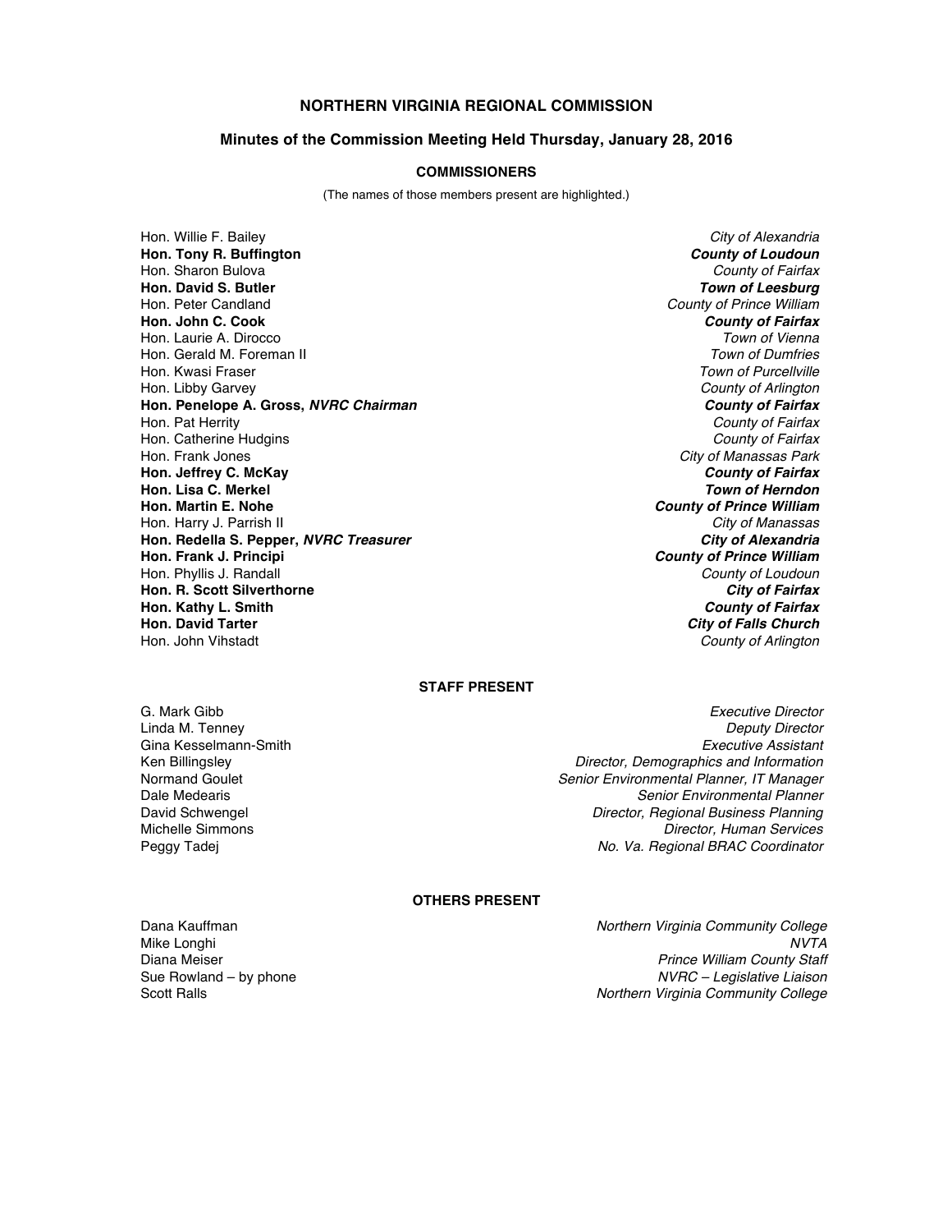# NORTHERN VIRGINIA REGIONAL COMMISSION

## Minutes of the Commission Meeting Held Thursday, January 28, 2016

### COMMISSIONERS

(The names of those members present are highlighted.)

| | |
|---|---|
| Hon. Willie F. Bailey | *City of Alexandria* |
| **Hon. Tony R. Buffington** | ***County of Loudoun*** |
| Hon. Sharon Bulova | *County of Fairfax* |
| **Hon. David S. Butler** | ***Town of Leesburg*** |
| Hon. Peter Candland | *County of Prince William* |
| **Hon. John C. Cook** | ***County of Fairfax*** |
| Hon. Laurie A. Dirocco | *Town of Vienna* |
| Hon. Gerald M. Foreman II | *Town of Dumfries* |
| Hon. Kwasi Fraser | *Town of Purcellville* |
| Hon. Libby Garvey | *County of Arlington* |
| **Hon. Penelope A. Gross, *NVRC Chairman*** | ***County of Fairfax*** |
| Hon. Pat Herrity | *County of Fairfax* |
| Hon. Catherine Hudgins | *County of Fairfax* |
| Hon. Frank Jones | *City of Manassas Park* |
| **Hon. Jeffrey C. McKay** | ***County of Fairfax*** |
| **Hon. Lisa C. Merkel** | ***Town of Herndon*** |
| **Hon. Martin E. Nohe** | ***County of Prince William*** |
| Hon. Harry J. Parrish II | *City of Manassas* |
| **Hon. Redella S. Pepper, *NVRC Treasurer*** | ***City of Alexandria*** |
| **Hon. Frank J. Principi** | ***County of Prince William*** |
| Hon. Phyllis J. Randall | *County of Loudoun* |
| **Hon. R. Scott Silverthorne** | ***City of Fairfax*** |
| **Hon. Kathy L. Smith** | ***County of Fairfax*** |
| **Hon. David Tarter** | ***City of Falls Church*** |
| Hon. John Vihstadt | *County of Arlington* |

### STAFF PRESENT

| | |
|---|---|
| G. Mark Gibb | *Executive Director* |
| Linda M. Tenney | *Deputy Director* |
| Gina Kesselmann-Smith | *Executive Assistant* |
| Ken Billingsley | *Director, Demographics and Information* |
| Normand Goulet | *Senior Environmental Planner, IT Manager* |
| Dale Medearis | *Senior Environmental Planner* |
| David Schwengel | *Director, Regional Business Planning* |
| Michelle Simmons | *Director, Human Services* |
| Peggy Tadej | *No. Va. Regional BRAC Coordinator* |

### OTHERS PRESENT

| | |
|---|---|
| Dana Kauffman | *Northern Virginia Community College* |
| Mike Longhi | *NVTA* |
| Diana Meiser | *Prince William County Staff* |
| Sue Rowland – by phone | *NVRC – Legislative Liaison* |
| Scott Ralls | *Northern Virginia Community College* |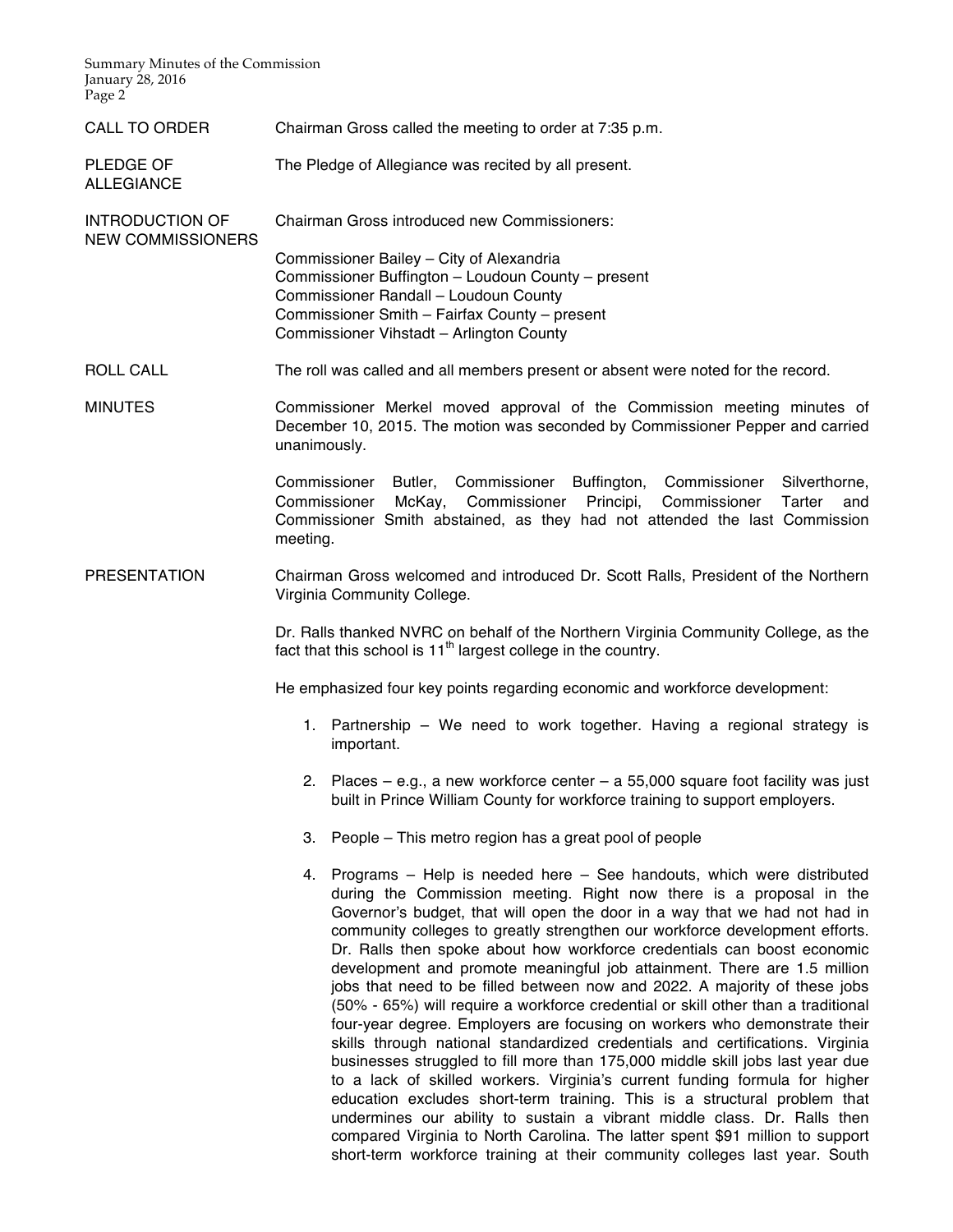**CALL TO ORDER**

Chairman Gross called the meeting to order at 7:35 p.m.

**PLEDGE OF ALLEGIANCE**

The Pledge of Allegiance was recited by all present.

**INTRODUCTION OF NEW COMMISSIONERS**

Chairman Gross introduced new Commissioners:

Commissioner Bailey – City of Alexandria
Commissioner Buffington – Loudoun County – present
Commissioner Randall – Loudoun County
Commissioner Smith – Fairfax County – present
Commissioner Vihstadt – Arlington County

**ROLL CALL**

The roll was called and all members present or absent were noted for the record.

**MINUTES**

Commissioner Merkel moved approval of the Commission meeting minutes of December 10, 2015. The motion was seconded by Commissioner Pepper and carried unanimously.

Commissioner Butler, Commissioner Buffington, Commissioner Silverthorne, Commissioner McKay, Commissioner Principi, Commissioner Tarter and Commissioner Smith abstained, as they had not attended the last Commission meeting.

**PRESENTATION**

Chairman Gross welcomed and introduced Dr. Scott Ralls, President of the Northern Virginia Community College.

Dr. Ralls thanked NVRC on behalf of the Northern Virginia Community College, as the fact that this school is 11th largest college in the country.

He emphasized four key points regarding economic and workforce development:

1. Partnership – We need to work together. Having a regional strategy is important.

2. Places – e.g., a new workforce center – a 55,000 square foot facility was just built in Prince William County for workforce training to support employers.

3. People – This metro region has a great pool of people

4. Programs – Help is needed here – See handouts, which were distributed during the Commission meeting. Right now there is a proposal in the Governor's budget, that will open the door in a way that we had not had in community colleges to greatly strengthen our workforce development efforts. Dr. Ralls then spoke about how workforce credentials can boost economic development and promote meaningful job attainment. There are 1.5 million jobs that need to be filled between now and 2022. A majority of these jobs (50% - 65%) will require a workforce credential or skill other than a traditional four-year degree. Employers are focusing on workers who demonstrate their skills through national standardized credentials and certifications. Virginia businesses struggled to fill more than 175,000 middle skill jobs last year due to a lack of skilled workers. Virginia's current funding formula for higher education excludes short-term training. This is a structural problem that undermines our ability to sustain a vibrant middle class. Dr. Ralls then compared Virginia to North Carolina. The latter spent $91 million to support short-term workforce training at their community colleges last year. South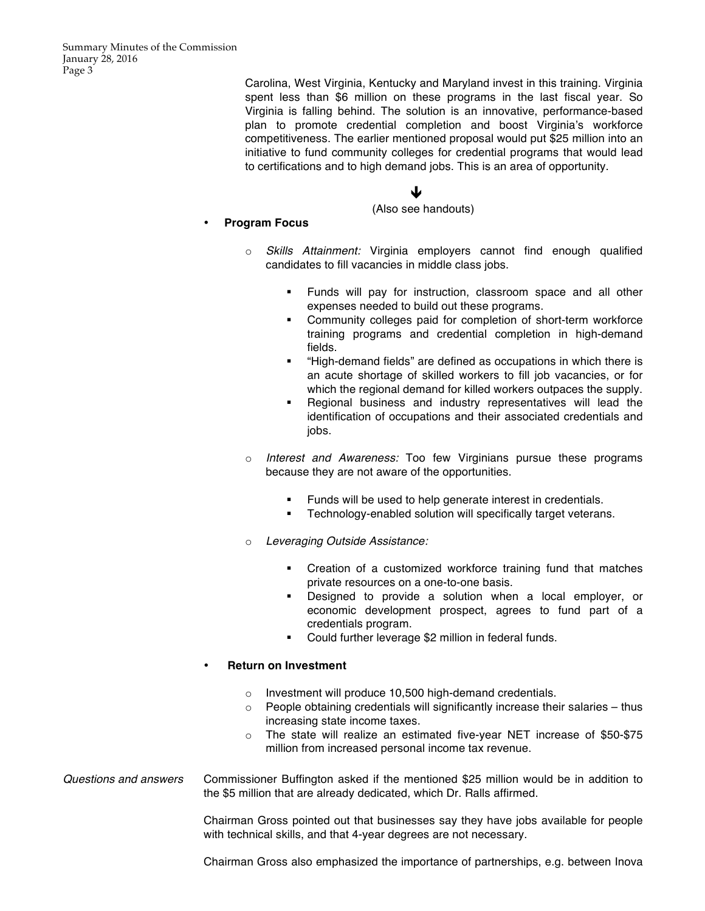Carolina, West Virginia, Kentucky and Maryland invest in this training. Virginia spent less than $6 million on these programs in the last fiscal year. So Virginia is falling behind. The solution is an innovative, performance-based plan to promote credential completion and boost Virginia's workforce competitiveness. The earlier mentioned proposal would put $25 million into an initiative to fund community colleges for credential programs that would lead to certifications and to high demand jobs. This is an area of opportunity.

↓

(Also see handouts)

- **Program Focus**
  - *Skills Attainment:* Virginia employers cannot find enough qualified candidates to fill vacancies in middle class jobs.
    - Funds will pay for instruction, classroom space and all other expenses needed to build out these programs.
    - Community colleges paid for completion of short-term workforce training programs and credential completion in high-demand fields.
    - "High-demand fields" are defined as occupations in which there is an acute shortage of skilled workers to fill job vacancies, or for which the regional demand for killed workers outpaces the supply.
    - Regional business and industry representatives will lead the identification of occupations and their associated credentials and jobs.
  - *Interest and Awareness:* Too few Virginians pursue these programs because they are not aware of the opportunities.
    - Funds will be used to help generate interest in credentials.
    - Technology-enabled solution will specifically target veterans.
  - *Leveraging Outside Assistance:*
    - Creation of a customized workforce training fund that matches private resources on a one-to-one basis.
    - Designed to provide a solution when a local employer, or economic development prospect, agrees to fund part of a credentials program.
    - Could further leverage $2 million in federal funds.
- **Return on Investment**
  - Investment will produce 10,500 high-demand credentials.
  - People obtaining credentials will significantly increase their salaries – thus increasing state income taxes.
  - The state will realize an estimated five-year NET increase of $50-$75 million from increased personal income tax revenue.

*Questions and answers*

Commissioner Buffington asked if the mentioned $25 million would be in addition to the $5 million that are already dedicated, which Dr. Ralls affirmed.

Chairman Gross pointed out that businesses say they have jobs available for people with technical skills, and that 4-year degrees are not necessary.

Chairman Gross also emphasized the importance of partnerships, e.g. between Inova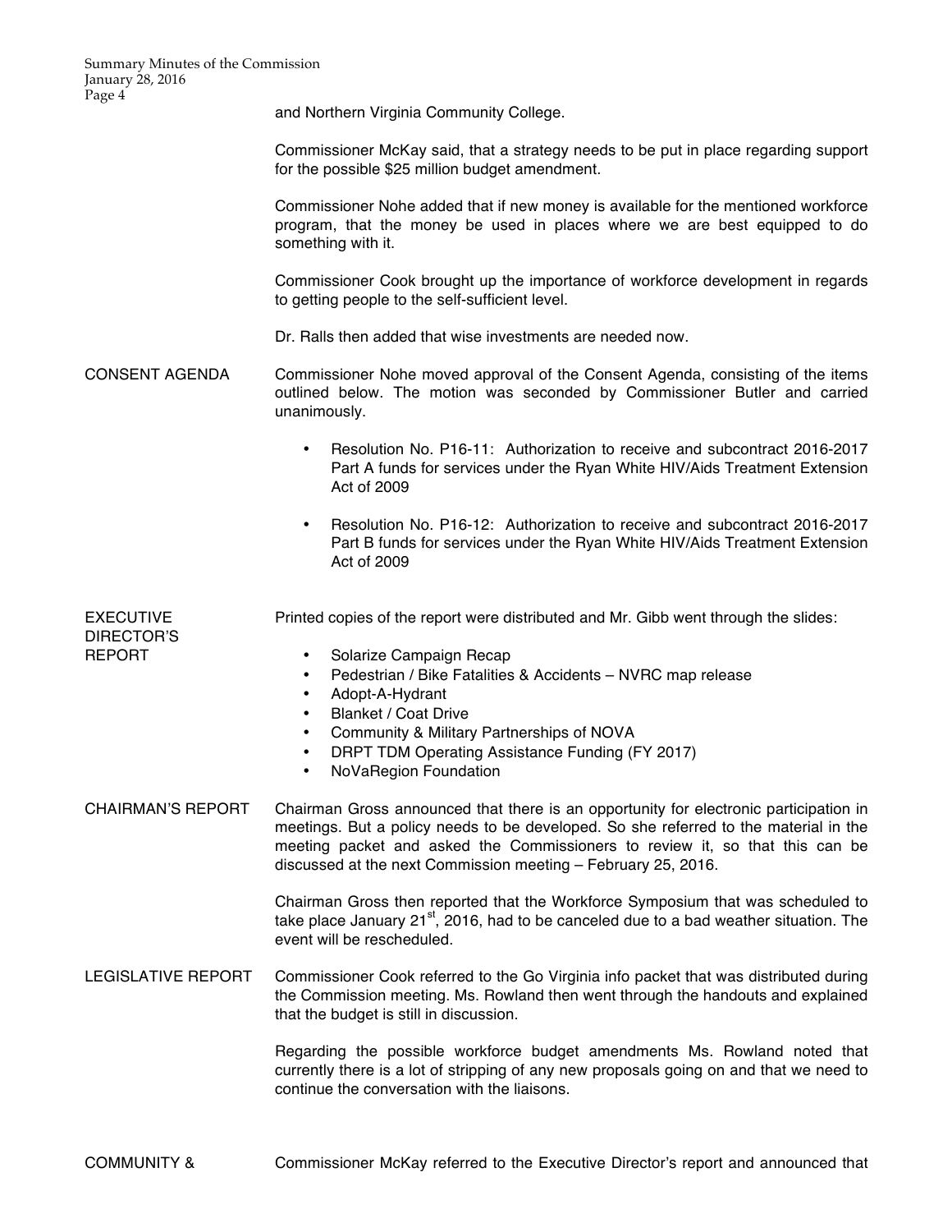and Northern Virginia Community College.

Commissioner McKay said, that a strategy needs to be put in place regarding support for the possible $25 million budget amendment.

Commissioner Nohe added that if new money is available for the mentioned workforce program, that the money be used in places where we are best equipped to do something with it.

Commissioner Cook brought up the importance of workforce development in regards to getting people to the self-sufficient level.

Dr. Ralls then added that wise investments are needed now.

**CONSENT AGENDA**

Commissioner Nohe moved approval of the Consent Agenda, consisting of the items outlined below. The motion was seconded by Commissioner Butler and carried unanimously.

- Resolution No. P16-11: Authorization to receive and subcontract 2016-2017 Part A funds for services under the Ryan White HIV/Aids Treatment Extension Act of 2009
- Resolution No. P16-12: Authorization to receive and subcontract 2016-2017 Part B funds for services under the Ryan White HIV/Aids Treatment Extension Act of 2009

**EXECUTIVE DIRECTOR'S REPORT**

Printed copies of the report were distributed and Mr. Gibb went through the slides:

- Solarize Campaign Recap
- Pedestrian / Bike Fatalities & Accidents – NVRC map release
- Adopt-A-Hydrant
- Blanket / Coat Drive
- Community & Military Partnerships of NOVA
- DRPT TDM Operating Assistance Funding (FY 2017)
- NoVaRegion Foundation

**CHAIRMAN'S REPORT**

Chairman Gross announced that there is an opportunity for electronic participation in meetings. But a policy needs to be developed. So she referred to the material in the meeting packet and asked the Commissioners to review it, so that this can be discussed at the next Commission meeting – February 25, 2016.

Chairman Gross then reported that the Workforce Symposium that was scheduled to take place January 21st, 2016, had to be canceled due to a bad weather situation. The event will be rescheduled.

**LEGISLATIVE REPORT**

Commissioner Cook referred to the Go Virginia info packet that was distributed during the Commission meeting. Ms. Rowland then went through the handouts and explained that the budget is still in discussion.

Regarding the possible workforce budget amendments Ms. Rowland noted that currently there is a lot of stripping of any new proposals going on and that we need to continue the conversation with the liaisons.

**COMMUNITY &**

Commissioner McKay referred to the Executive Director's report and announced that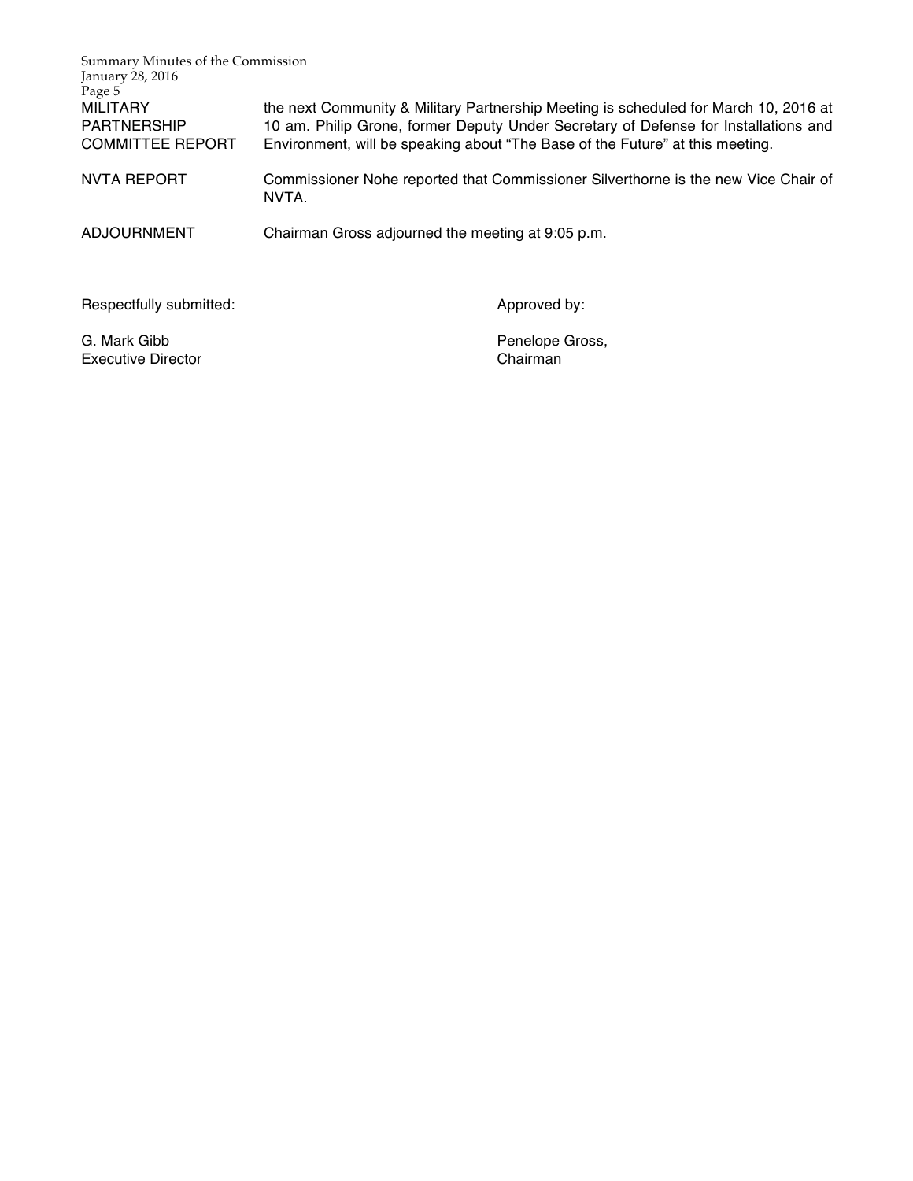MILITARY PARTNERSHIP COMMITTEE REPORT — the next Community & Military Partnership Meeting is scheduled for March 10, 2016 at 10 am. Philip Grone, former Deputy Under Secretary of Defense for Installations and Environment, will be speaking about "The Base of the Future" at this meeting.

NVTA REPORT — Commissioner Nohe reported that Commissioner Silverthorne is the new Vice Chair of NVTA.

ADJOURNMENT — Chairman Gross adjourned the meeting at 9:05 p.m.

Respectfully submitted:

G. Mark Gibb
Executive Director

Approved by:

Penelope Gross,
Chairman